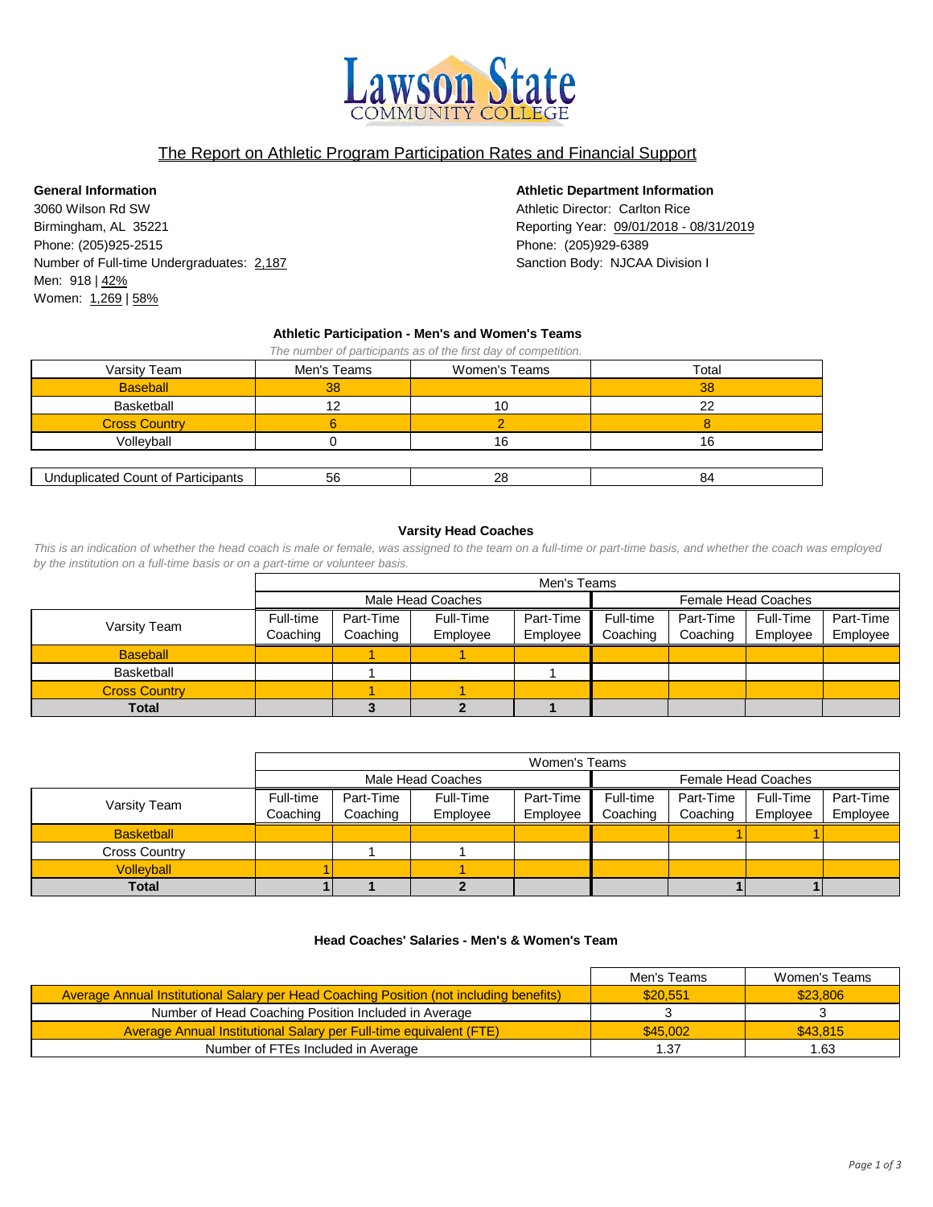# Lawson State Community College

## The Report on Athletic Program Participation Rates and Financial Support

**General Information**

3060 Wilson Rd SW
Birmingham, AL 35221
Phone: (205)925-2515
Number of Full-time Undergraduates: 2,187
Men: 918 | 42%
Women: 1,269 | 58%

**Athletic Department Information**

Athletic Director: Carlton Rice
Reporting Year: 09/01/2018 - 08/31/2019
Phone: (205)929-6389
Sanction Body: NJCAA Division I

### Athletic Participation - Men's and Women's Teams

*The number of participants as of the first day of competition.*

| Varsity Team | Men's Teams | Women's Teams | Total |
|---|---|---|---|
| Baseball | 38 | | 38 |
| Basketball | 12 | 10 | 22 |
| Cross Country | 6 | 2 | 8 |
| Volleyball | 0 | 16 | 16 |
| Unduplicated Count of Participants | 56 | 28 | 84 |

### Varsity Head Coaches

*This is an indication of whether the head coach is male or female, was assigned to the team on a full-time or part-time basis, and whether the coach was employed by the institution on a full-time basis or on a part-time or volunteer basis.*

| | Men's Teams | | | | | | | |
|---|---|---|---|---|---|---|---|---|
| | Male Head Coaches | | | | Female Head Coaches | | | |
| Varsity Team | Full-time Coaching | Part-Time Coaching | Full-Time Employee | Part-Time Employee | Full-time Coaching | Part-Time Coaching | Full-Time Employee | Part-Time Employee |
| Baseball | | 1 | 1 | | | | | |
| Basketball | | 1 | | 1 | | | | |
| Cross Country | | 1 | 1 | | | | | |
| **Total** | | **3** | **2** | **1** | | | | |

| | Women's Teams | | | | | | | |
|---|---|---|---|---|---|---|---|---|
| | Male Head Coaches | | | | Female Head Coaches | | | |
| Varsity Team | Full-time Coaching | Part-Time Coaching | Full-Time Employee | Part-Time Employee | Full-time Coaching | Part-Time Coaching | Full-Time Employee | Part-Time Employee |
| Basketball | | | | | | 1 | 1 | |
| Cross Country | | 1 | 1 | | | | | |
| Volleyball | 1 | | 1 | | | | | |
| **Total** | **1** | **1** | **2** | | | **1** | **1** | |

### Head Coaches' Salaries - Men's & Women's Team

| | Men's Teams | Women's Teams |
|---|---|---|
| Average Annual Institutional Salary per Head Coaching Position (not including benefits) | $20,551 | $23,806 |
| Number of Head Coaching Position Included in Average | 3 | 3 |
| Average Annual Institutional Salary per Full-time equivalent (FTE) | $45,002 | $43,815 |
| Number of FTEs Included in Average | 1.37 | 1.63 |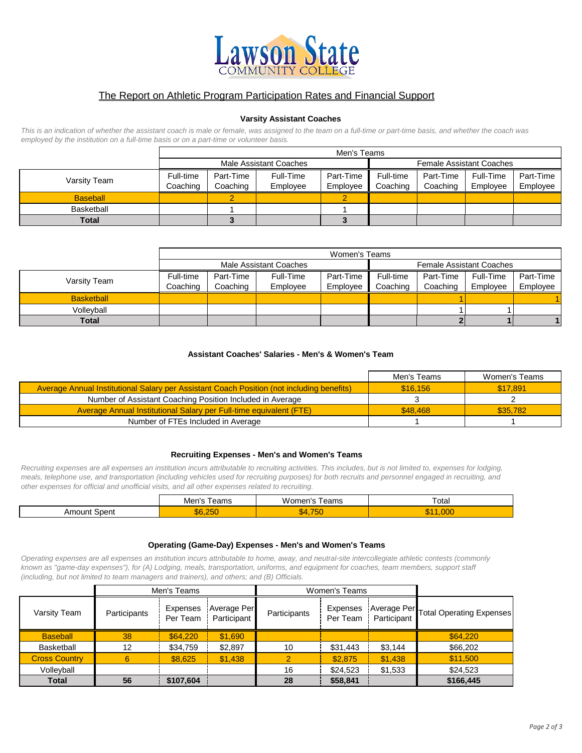Lawson State COMMUNITY COLLEGE

## The Report on Athletic Program Participation Rates and Financial Support

### Varsity Assistant Coaches

*This is an indication of whether the assistant coach is male or female, was assigned to the team on a full-time or part-time basis, and whether the coach was employed by the institution on a full-time basis or on a part-time or volunteer basis.*

| | Men's Teams | | | | | | | |
|---|---|---|---|---|---|---|---|---|
| | Male Assistant Coaches | | | | Female Assistant Coaches | | | |
| Varsity Team | Full-time Coaching | Part-Time Coaching | Full-Time Employee | Part-Time Employee | Full-time Coaching | Part-Time Coaching | Full-Time Employee | Part-Time Employee |
| Baseball | | 2 | | 2 | | | | |
| Basketball | | 1 | | 1 | | | | |
| **Total** | | **3** | | **3** | | | | |

| | Women's Teams | | | | | | | |
|---|---|---|---|---|---|---|---|---|
| | Male Assistant Coaches | | | | Female Assistant Coaches | | | |
| Varsity Team | Full-time Coaching | Part-Time Coaching | Full-Time Employee | Part-Time Employee | Full-time Coaching | Part-Time Coaching | Full-Time Employee | Part-Time Employee |
| Basketball | | | | | | 1 | | 1 |
| Volleyball | | | | | | 1 | 1 | |
| **Total** | | | | | | **2** | **1** | **1** |

### Assistant Coaches' Salaries - Men's & Women's Team

| | Men's Teams | Women's Teams |
|---|---|---|
| Average Annual Institutional Salary per Assistant Coach Position (not including benefits) | $16,156 | $17,891 |
| Number of Assistant Coaching Position Included in Average | 3 | 2 |
| Average Annual Institutional Salary per Full-time equivalent (FTE) | $48,468 | $35,782 |
| Number of FTEs Included in Average | 1 | 1 |

### Recruiting Expenses - Men's and Women's Teams

*Recruiting expenses are all expenses an institution incurs attributable to recruiting activities. This includes, but is not limited to, expenses for lodging, meals, telephone use, and transportation (including vehicles used for recruiting purposes) for both recruits and personnel engaged in recruiting, and other expenses for official and unofficial visits, and all other expenses related to recruiting.*

| | Men's Teams | Women's Teams | Total |
|---|---|---|---|
| Amount Spent | $6,250 | $4,750 | $11,000 |

### Operating (Game-Day) Expenses - Men's and Women's Teams

*Operating expenses are all expenses an institution incurs attributable to home, away, and neutral-site intercollegiate athletic contests (commonly known as "game-day expenses"), for (A) Lodging, meals, transportation, uniforms, and equipment for coaches, team members, support staff (including, but not limited to team managers and trainers), and others; and (B) Officials.*

| | Men's Teams | | | Women's Teams | | | |
|---|---|---|---|---|---|---|---|
| Varsity Team | Participants | Expenses Per Team | Average Per Participant | Participants | Expenses Per Team | Average Per Participant | Total Operating Expenses |
| Baseball | 38 | $64,220 | $1,690 | | | | $64,220 |
| Basketball | 12 | $34,759 | $2,897 | 10 | $31,443 | $3,144 | $66,202 |
| Cross Country | 6 | $8,625 | $1,438 | 2 | $2,875 | $1,438 | $11,500 |
| Volleyball | | | | 16 | $24,523 | $1,533 | $24,523 |
| **Total** | **56** | **$107,604** | | **28** | **$58,841** | | **$166,445** |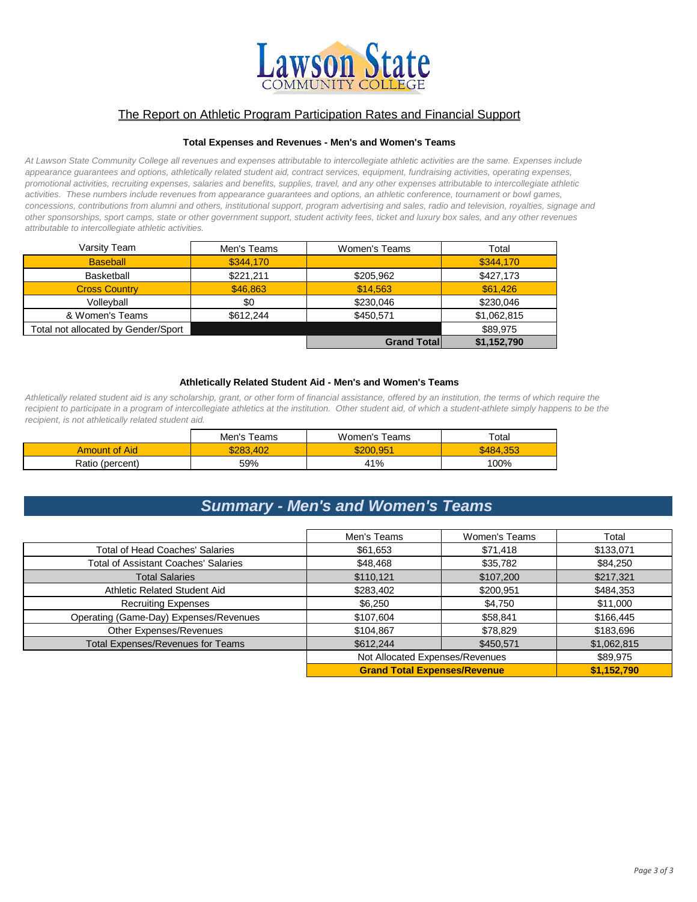Lawson State COMMUNITY COLLEGE

## The Report on Athletic Program Participation Rates and Financial Support

### Total Expenses and Revenues - Men's and Women's Teams

*At Lawson State Community College all revenues and expenses attributable to intercollegiate athletic activities are the same. Expenses include appearance guarantees and options, athletically related student aid, contract services, equipment, fundraising activities, operating expenses, promotional activities, recruiting expenses, salaries and benefits, supplies, travel, and any other expenses attributable to intercollegiate athletic activities. These numbers include revenues from appearance guarantees and options, an athletic conference, tournament or bowl games, concessions, contributions from alumni and others, institutional support, program advertising and sales, radio and television, royalties, signage and other sponsorships, sport camps, state or other government support, student activity fees, ticket and luxury box sales, and any other revenues attributable to intercollegiate athletic activities.*

| Varsity Team | Men's Teams | Women's Teams | Total |
|---|---|---|---|
| Baseball | $344,170 | | $344,170 |
| Basketball | $221,211 | $205,962 | $427,173 |
| Cross Country | $46,863 | $14,563 | $61,426 |
| Volleyball | $0 | $230,046 | $230,046 |
| & Women's Teams | $612,244 | $450,571 | $1,062,815 |
| Total not allocated by Gender/Sport | | | $89,975 |
| | | **Grand Total** | **$1,152,790** |

### Athletically Related Student Aid - Men's and Women's Teams

*Athletically related student aid is any scholarship, grant, or other form of financial assistance, offered by an institution, the terms of which require the recipient to participate in a program of intercollegiate athletics at the institution. Other student aid, of which a student-athlete simply happens to be the recipient, is not athletically related student aid.*

| | Men's Teams | Women's Teams | Total |
|---|---|---|---|
| Amount of Aid | $283,402 | $200,951 | $484,353 |
| Ratio (percent) | 59% | 41% | 100% |

## *Summary - Men's and Women's Teams*

| | Men's Teams | Women's Teams | Total |
|---|---|---|---|
| Total of Head Coaches' Salaries | $61,653 | $71,418 | $133,071 |
| Total of Assistant Coaches' Salaries | $48,468 | $35,782 | $84,250 |
| Total Salaries | $110,121 | $107,200 | $217,321 |
| Athletic Related Student Aid | $283,402 | $200,951 | $484,353 |
| Recruiting Expenses | $6,250 | $4,750 | $11,000 |
| Operating (Game-Day) Expenses/Revenues | $107,604 | $58,841 | $166,445 |
| Other Expenses/Revenues | $104,867 | $78,829 | $183,696 |
| Total Expenses/Revenues for Teams | $612,244 | $450,571 | $1,062,815 |
| | Not Allocated Expenses/Revenues | | $89,975 |
| | **Grand Total Expenses/Revenue** | | **$1,152,790** |